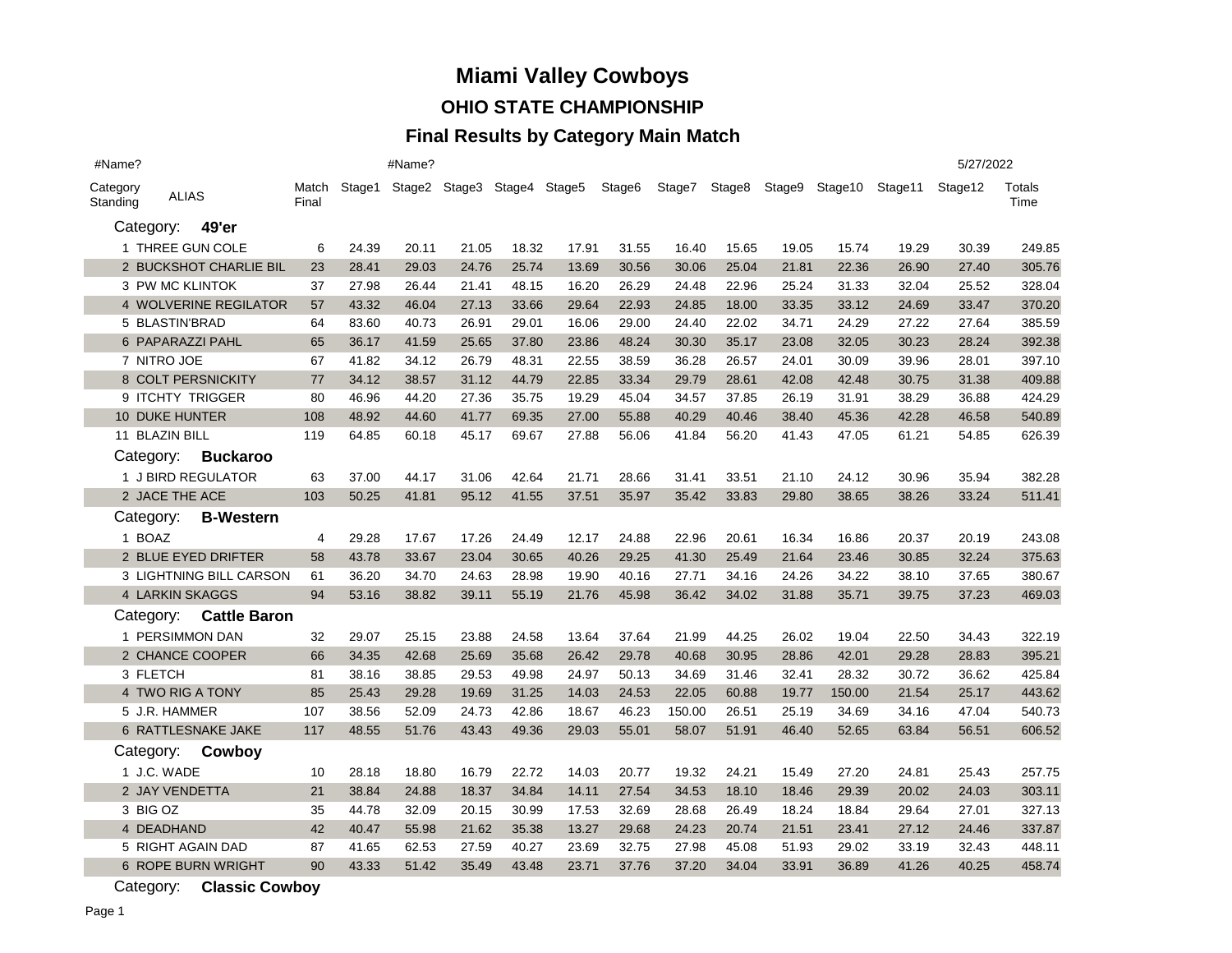# Miami Valley Cowboys

## OHIO STATE CHAMPIONSHIP

## Final Results by Category Main Match

#Name? #Name? 5/27/2022

| Category Standing | ALIAS | Match Final | Stage1 | Stage2 | Stage3 | Stage4 | Stage5 | Stage6 | Stage7 | Stage8 | Stage9 | Stage10 | Stage11 | Stage12 | Totals Time |
|---|---|---|---|---|---|---|---|---|---|---|---|---|---|---|---|
| Category: | **49'er** | | | | | | | | | | | | | | |
| 1 | THREE GUN COLE | 6 | 24.39 | 20.11 | 21.05 | 18.32 | 17.91 | 31.55 | 16.40 | 15.65 | 19.05 | 15.74 | 19.29 | 30.39 | 249.85 |
| 2 | BUCKSHOT CHARLIE BIL | 23 | 28.41 | 29.03 | 24.76 | 25.74 | 13.69 | 30.56 | 30.06 | 25.04 | 21.81 | 22.36 | 26.90 | 27.40 | 305.76 |
| 3 | PW MC KLINTOK | 37 | 27.98 | 26.44 | 21.41 | 48.15 | 16.20 | 26.29 | 24.48 | 22.96 | 25.24 | 31.33 | 32.04 | 25.52 | 328.04 |
| 4 | WOLVERINE REGILATOR | 57 | 43.32 | 46.04 | 27.13 | 33.66 | 29.64 | 22.93 | 24.85 | 18.00 | 33.35 | 33.12 | 24.69 | 33.47 | 370.20 |
| 5 | BLASTIN'BRAD | 64 | 83.60 | 40.73 | 26.91 | 29.01 | 16.06 | 29.00 | 24.40 | 22.02 | 34.71 | 24.29 | 27.22 | 27.64 | 385.59 |
| 6 | PAPARAZZI PAHL | 65 | 36.17 | 41.59 | 25.65 | 37.80 | 23.86 | 48.24 | 30.30 | 35.17 | 23.08 | 32.05 | 30.23 | 28.24 | 392.38 |
| 7 | NITRO JOE | 67 | 41.82 | 34.12 | 26.79 | 48.31 | 22.55 | 38.59 | 36.28 | 26.57 | 24.01 | 30.09 | 39.96 | 28.01 | 397.10 |
| 8 | COLT PERSNICKITY | 77 | 34.12 | 38.57 | 31.12 | 44.79 | 22.85 | 33.34 | 29.79 | 28.61 | 42.08 | 42.48 | 30.75 | 31.38 | 409.88 |
| 9 | ITCHTY TRIGGER | 80 | 46.96 | 44.20 | 27.36 | 35.75 | 19.29 | 45.04 | 34.57 | 37.85 | 26.19 | 31.91 | 38.29 | 36.88 | 424.29 |
| 10 | DUKE HUNTER | 108 | 48.92 | 44.60 | 41.77 | 69.35 | 27.00 | 55.88 | 40.29 | 40.46 | 38.40 | 45.36 | 42.28 | 46.58 | 540.89 |
| 11 | BLAZIN BILL | 119 | 64.85 | 60.18 | 45.17 | 69.67 | 27.88 | 56.06 | 41.84 | 56.20 | 41.43 | 47.05 | 61.21 | 54.85 | 626.39 |
| Category: | **Buckaroo** | | | | | | | | | | | | | | |
| 1 | J BIRD REGULATOR | 63 | 37.00 | 44.17 | 31.06 | 42.64 | 21.71 | 28.66 | 31.41 | 33.51 | 21.10 | 24.12 | 30.96 | 35.94 | 382.28 |
| 2 | JACE THE ACE | 103 | 50.25 | 41.81 | 95.12 | 41.55 | 37.51 | 35.97 | 35.42 | 33.83 | 29.80 | 38.65 | 38.26 | 33.24 | 511.41 |
| Category: | **B-Western** | | | | | | | | | | | | | | |
| 1 | BOAZ | 4 | 29.28 | 17.67 | 17.26 | 24.49 | 12.17 | 24.88 | 22.96 | 20.61 | 16.34 | 16.86 | 20.37 | 20.19 | 243.08 |
| 2 | BLUE EYED DRIFTER | 58 | 43.78 | 33.67 | 23.04 | 30.65 | 40.26 | 29.25 | 41.30 | 25.49 | 21.64 | 23.46 | 30.85 | 32.24 | 375.63 |
| 3 | LIGHTNING BILL CARSON | 61 | 36.20 | 34.70 | 24.63 | 28.98 | 19.90 | 40.16 | 27.71 | 34.16 | 24.26 | 34.22 | 38.10 | 37.65 | 380.67 |
| 4 | LARKIN SKAGGS | 94 | 53.16 | 38.82 | 39.11 | 55.19 | 21.76 | 45.98 | 36.42 | 34.02 | 31.88 | 35.71 | 39.75 | 37.23 | 469.03 |
| Category: | **Cattle Baron** | | | | | | | | | | | | | | |
| 1 | PERSIMMON DAN | 32 | 29.07 | 25.15 | 23.88 | 24.58 | 13.64 | 37.64 | 21.99 | 44.25 | 26.02 | 19.04 | 22.50 | 34.43 | 322.19 |
| 2 | CHANCE COOPER | 66 | 34.35 | 42.68 | 25.69 | 35.68 | 26.42 | 29.78 | 40.68 | 30.95 | 28.86 | 42.01 | 29.28 | 28.83 | 395.21 |
| 3 | FLETCH | 81 | 38.16 | 38.85 | 29.53 | 49.98 | 24.97 | 50.13 | 34.69 | 31.46 | 32.41 | 28.32 | 30.72 | 36.62 | 425.84 |
| 4 | TWO RIG A TONY | 85 | 25.43 | 29.28 | 19.69 | 31.25 | 14.03 | 24.53 | 22.05 | 60.88 | 19.77 | 150.00 | 21.54 | 25.17 | 443.62 |
| 5 | J.R. HAMMER | 107 | 38.56 | 52.09 | 24.73 | 42.86 | 18.67 | 46.23 | 150.00 | 26.51 | 25.19 | 34.69 | 34.16 | 47.04 | 540.73 |
| 6 | RATTLESNAKE JAKE | 117 | 48.55 | 51.76 | 43.43 | 49.36 | 29.03 | 55.01 | 58.07 | 51.91 | 46.40 | 52.65 | 63.84 | 56.51 | 606.52 |
| Category: | **Cowboy** | | | | | | | | | | | | | | |
| 1 | J.C. WADE | 10 | 28.18 | 18.80 | 16.79 | 22.72 | 14.03 | 20.77 | 19.32 | 24.21 | 15.49 | 27.20 | 24.81 | 25.43 | 257.75 |
| 2 | JAY VENDETTA | 21 | 38.84 | 24.88 | 18.37 | 34.84 | 14.11 | 27.54 | 34.53 | 18.10 | 18.46 | 29.39 | 20.02 | 24.03 | 303.11 |
| 3 | BIG OZ | 35 | 44.78 | 32.09 | 20.15 | 30.99 | 17.53 | 32.69 | 28.68 | 26.49 | 18.24 | 18.84 | 29.64 | 27.01 | 327.13 |
| 4 | DEADHAND | 42 | 40.47 | 55.98 | 21.62 | 35.38 | 13.27 | 29.68 | 24.23 | 20.74 | 21.51 | 23.41 | 27.12 | 24.46 | 337.87 |
| 5 | RIGHT AGAIN DAD | 87 | 41.65 | 62.53 | 27.59 | 40.27 | 23.69 | 32.75 | 27.98 | 45.08 | 51.93 | 29.02 | 33.19 | 32.43 | 448.11 |
| 6 | ROPE BURN WRIGHT | 90 | 43.33 | 51.42 | 35.49 | 43.48 | 23.71 | 37.76 | 37.20 | 34.04 | 33.91 | 36.89 | 41.26 | 40.25 | 458.74 |
| Category: | **Classic Cowboy** | | | | | | | | | | | | | | |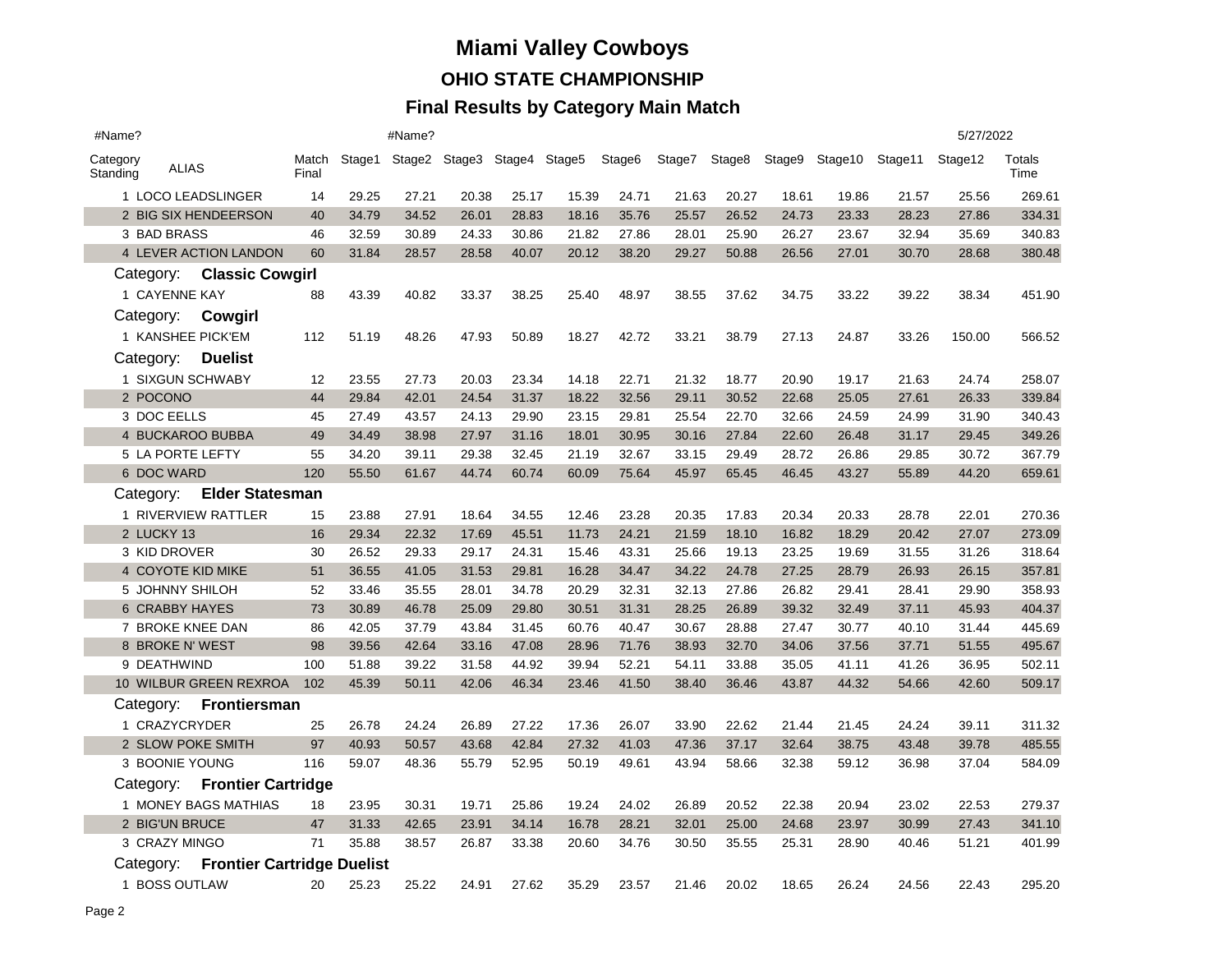# Miami Valley Cowboys

## OHIO STATE CHAMPIONSHIP

### Final Results by Category Main Match

#Name? #Name? 5/27/2022

| Category Standing | ALIAS | Match Final | Stage1 | Stage2 | Stage3 | Stage4 | Stage5 | Stage6 | Stage7 | Stage8 | Stage9 | Stage10 | Stage11 | Stage12 | Totals Time |
|---|---|---|---|---|---|---|---|---|---|---|---|---|---|---|---|
| 1 | LOCO LEADSLINGER | 14 | 29.25 | 27.21 | 20.38 | 25.17 | 15.39 | 24.71 | 21.63 | 20.27 | 18.61 | 19.86 | 21.57 | 25.56 | 269.61 |
| 2 | BIG SIX HENDEERSON | 40 | 34.79 | 34.52 | 26.01 | 28.83 | 18.16 | 35.76 | 25.57 | 26.52 | 24.73 | 23.33 | 28.23 | 27.86 | 334.31 |
| 3 | BAD BRASS | 46 | 32.59 | 30.89 | 24.33 | 30.86 | 21.82 | 27.86 | 28.01 | 25.90 | 26.27 | 23.67 | 32.94 | 35.69 | 340.83 |
| 4 | LEVER ACTION LANDON | 60 | 31.84 | 28.57 | 28.58 | 40.07 | 20.12 | 38.20 | 29.27 | 50.88 | 26.56 | 27.01 | 30.70 | 28.68 | 380.48 |
| **Category:** | **Classic Cowgirl** | | | | | | | | | | | | | | |
| 1 | CAYENNE KAY | 88 | 43.39 | 40.82 | 33.37 | 38.25 | 25.40 | 48.97 | 38.55 | 37.62 | 34.75 | 33.22 | 39.22 | 38.34 | 451.90 |
| **Category:** | **Cowgirl** | | | | | | | | | | | | | | |
| 1 | KANSHEE PICK'EM | 112 | 51.19 | 48.26 | 47.93 | 50.89 | 18.27 | 42.72 | 33.21 | 38.79 | 27.13 | 24.87 | 33.26 | 150.00 | 566.52 |
| **Category:** | **Duelist** | | | | | | | | | | | | | | |
| 1 | SIXGUN SCHWABY | 12 | 23.55 | 27.73 | 20.03 | 23.34 | 14.18 | 22.71 | 21.32 | 18.77 | 20.90 | 19.17 | 21.63 | 24.74 | 258.07 |
| 2 | POCONO | 44 | 29.84 | 42.01 | 24.54 | 31.37 | 18.22 | 32.56 | 29.11 | 30.52 | 22.68 | 25.05 | 27.61 | 26.33 | 339.84 |
| 3 | DOC EELLS | 45 | 27.49 | 43.57 | 24.13 | 29.90 | 23.15 | 29.81 | 25.54 | 22.70 | 32.66 | 24.59 | 24.99 | 31.90 | 340.43 |
| 4 | BUCKAROO BUBBA | 49 | 34.49 | 38.98 | 27.97 | 31.16 | 18.01 | 30.95 | 30.16 | 27.84 | 22.60 | 26.48 | 31.17 | 29.45 | 349.26 |
| 5 | LA PORTE LEFTY | 55 | 34.20 | 39.11 | 29.38 | 32.45 | 21.19 | 32.67 | 33.15 | 29.49 | 28.72 | 26.86 | 29.85 | 30.72 | 367.79 |
| 6 | DOC WARD | 120 | 55.50 | 61.67 | 44.74 | 60.74 | 60.09 | 75.64 | 45.97 | 65.45 | 46.45 | 43.27 | 55.89 | 44.20 | 659.61 |
| **Category:** | **Elder Statesman** | | | | | | | | | | | | | | |
| 1 | RIVERVIEW RATTLER | 15 | 23.88 | 27.91 | 18.64 | 34.55 | 12.46 | 23.28 | 20.35 | 17.83 | 20.34 | 20.33 | 28.78 | 22.01 | 270.36 |
| 2 | LUCKY 13 | 16 | 29.34 | 22.32 | 17.69 | 45.51 | 11.73 | 24.21 | 21.59 | 18.10 | 16.82 | 18.29 | 20.42 | 27.07 | 273.09 |
| 3 | KID DROVER | 30 | 26.52 | 29.33 | 29.17 | 24.31 | 15.46 | 43.31 | 25.66 | 19.13 | 23.25 | 19.69 | 31.55 | 31.26 | 318.64 |
| 4 | COYOTE KID MIKE | 51 | 36.55 | 41.05 | 31.53 | 29.81 | 16.28 | 34.47 | 34.22 | 24.78 | 27.25 | 28.79 | 26.93 | 26.15 | 357.81 |
| 5 | JOHNNY SHILOH | 52 | 33.46 | 35.55 | 28.01 | 34.78 | 20.29 | 32.31 | 32.13 | 27.86 | 26.82 | 29.41 | 28.41 | 29.90 | 358.93 |
| 6 | CRABBY HAYES | 73 | 30.89 | 46.78 | 25.09 | 29.80 | 30.51 | 31.31 | 28.25 | 26.89 | 39.32 | 32.49 | 37.11 | 45.93 | 404.37 |
| 7 | BROKE KNEE DAN | 86 | 42.05 | 37.79 | 43.84 | 31.45 | 60.76 | 40.47 | 30.67 | 28.88 | 27.47 | 30.77 | 40.10 | 31.44 | 445.69 |
| 8 | BROKE N' WEST | 98 | 39.56 | 42.64 | 33.16 | 47.08 | 28.96 | 71.76 | 38.93 | 32.70 | 34.06 | 37.56 | 37.71 | 51.55 | 495.67 |
| 9 | DEATHWIND | 100 | 51.88 | 39.22 | 31.58 | 44.92 | 39.94 | 52.21 | 54.11 | 33.88 | 35.05 | 41.11 | 41.26 | 36.95 | 502.11 |
| 10 | WILBUR GREEN REXROA | 102 | 45.39 | 50.11 | 42.06 | 46.34 | 23.46 | 41.50 | 38.40 | 36.46 | 43.87 | 44.32 | 54.66 | 42.60 | 509.17 |
| **Category:** | **Frontiersman** | | | | | | | | | | | | | | |
| 1 | CRAZYCRYDER | 25 | 26.78 | 24.24 | 26.89 | 27.22 | 17.36 | 26.07 | 33.90 | 22.62 | 21.44 | 21.45 | 24.24 | 39.11 | 311.32 |
| 2 | SLOW POKE SMITH | 97 | 40.93 | 50.57 | 43.68 | 42.84 | 27.32 | 41.03 | 47.36 | 37.17 | 32.64 | 38.75 | 43.48 | 39.78 | 485.55 |
| 3 | BOONIE YOUNG | 116 | 59.07 | 48.36 | 55.79 | 52.95 | 50.19 | 49.61 | 43.94 | 58.66 | 32.38 | 59.12 | 36.98 | 37.04 | 584.09 |
| **Category:** | **Frontier Cartridge** | | | | | | | | | | | | | | |
| 1 | MONEY BAGS MATHIAS | 18 | 23.95 | 30.31 | 19.71 | 25.86 | 19.24 | 24.02 | 26.89 | 20.52 | 22.38 | 20.94 | 23.02 | 22.53 | 279.37 |
| 2 | BIG'UN BRUCE | 47 | 31.33 | 42.65 | 23.91 | 34.14 | 16.78 | 28.21 | 32.01 | 25.00 | 24.68 | 23.97 | 30.99 | 27.43 | 341.10 |
| 3 | CRAZY MINGO | 71 | 35.88 | 38.57 | 26.87 | 33.38 | 20.60 | 34.76 | 30.50 | 35.55 | 25.31 | 28.90 | 40.46 | 51.21 | 401.99 |
| **Category:** | **Frontier Cartridge Duelist** | | | | | | | | | | | | | | |
| 1 | BOSS OUTLAW | 20 | 25.23 | 25.22 | 24.91 | 27.62 | 35.29 | 23.57 | 21.46 | 20.02 | 18.65 | 26.24 | 24.56 | 22.43 | 295.20 |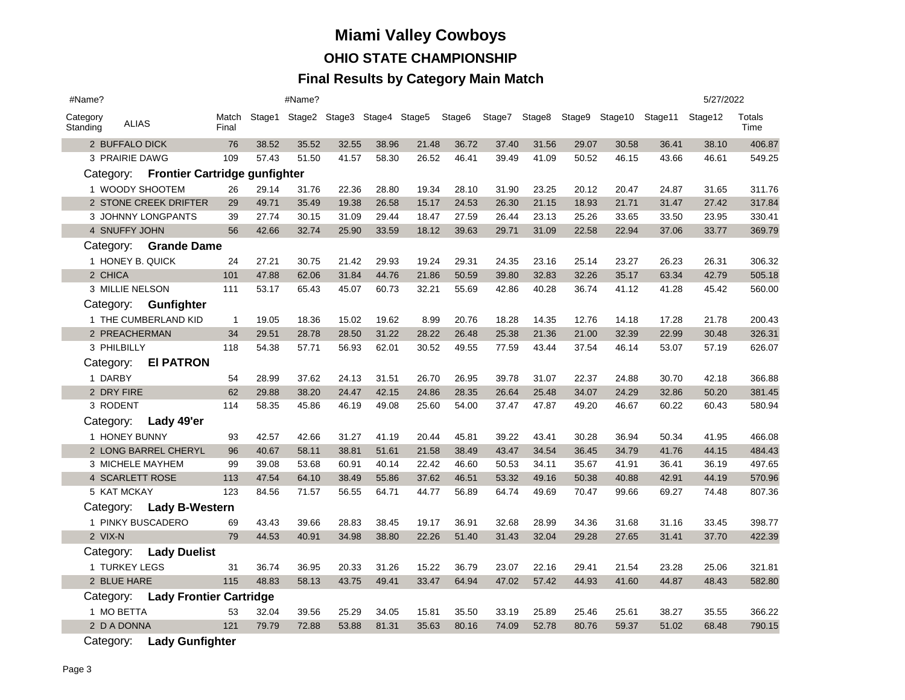# Miami Valley Cowboys

## OHIO STATE CHAMPIONSHIP

### Final Results by Category Main Match

#Name? #Name? 5/27/2022

| Category Standing | ALIAS | Match Final | Stage1 | Stage2 | Stage3 | Stage4 | Stage5 | Stage6 | Stage7 | Stage8 | Stage9 | Stage10 | Stage11 | Stage12 | Totals Time |
|---|---|---|---|---|---|---|---|---|---|---|---|---|---|---|---|
| 2 | BUFFALO DICK | 76 | 38.52 | 35.52 | 32.55 | 38.96 | 21.48 | 36.72 | 37.40 | 31.56 | 29.07 | 30.58 | 36.41 | 38.10 | 406.87 |
| 3 | PRAIRIE DAWG | 109 | 57.43 | 51.50 | 41.57 | 58.30 | 26.52 | 46.41 | 39.49 | 41.09 | 50.52 | 46.15 | 43.66 | 46.61 | 549.25 |
| Category: | **Frontier Cartridge gunfighter** | | | | | | | | | | | | | | |
| 1 | WOODY SHOOTEM | 26 | 29.14 | 31.76 | 22.36 | 28.80 | 19.34 | 28.10 | 31.90 | 23.25 | 20.12 | 20.47 | 24.87 | 31.65 | 311.76 |
| 2 | STONE CREEK DRIFTER | 29 | 49.71 | 35.49 | 19.38 | 26.58 | 15.17 | 24.53 | 26.30 | 21.15 | 18.93 | 21.71 | 31.47 | 27.42 | 317.84 |
| 3 | JOHNNY LONGPANTS | 39 | 27.74 | 30.15 | 31.09 | 29.44 | 18.47 | 27.59 | 26.44 | 23.13 | 25.26 | 33.65 | 33.50 | 23.95 | 330.41 |
| 4 | SNUFFY JOHN | 56 | 42.66 | 32.74 | 25.90 | 33.59 | 18.12 | 39.63 | 29.71 | 31.09 | 22.58 | 22.94 | 37.06 | 33.77 | 369.79 |
| Category: | **Grande Dame** | | | | | | | | | | | | | | |
| 1 | HONEY B. QUICK | 24 | 27.21 | 30.75 | 21.42 | 29.93 | 19.24 | 29.31 | 24.35 | 23.16 | 25.14 | 23.27 | 26.23 | 26.31 | 306.32 |
| 2 | CHICA | 101 | 47.88 | 62.06 | 31.84 | 44.76 | 21.86 | 50.59 | 39.80 | 32.83 | 32.26 | 35.17 | 63.34 | 42.79 | 505.18 |
| 3 | MILLIE NELSON | 111 | 53.17 | 65.43 | 45.07 | 60.73 | 32.21 | 55.69 | 42.86 | 40.28 | 36.74 | 41.12 | 41.28 | 45.42 | 560.00 |
| Category: | **Gunfighter** | | | | | | | | | | | | | | |
| 1 | THE CUMBERLAND KID | 1 | 19.05 | 18.36 | 15.02 | 19.62 | 8.99 | 20.76 | 18.28 | 14.35 | 12.76 | 14.18 | 17.28 | 21.78 | 200.43 |
| 2 | PREACHERMAN | 34 | 29.51 | 28.78 | 28.50 | 31.22 | 28.22 | 26.48 | 25.38 | 21.36 | 21.00 | 32.39 | 22.99 | 30.48 | 326.31 |
| 3 | PHILBILLY | 118 | 54.38 | 57.71 | 56.93 | 62.01 | 30.52 | 49.55 | 77.59 | 43.44 | 37.54 | 46.14 | 53.07 | 57.19 | 626.07 |
| Category: | **El PATRON** | | | | | | | | | | | | | | |
| 1 | DARBY | 54 | 28.99 | 37.62 | 24.13 | 31.51 | 26.70 | 26.95 | 39.78 | 31.07 | 22.37 | 24.88 | 30.70 | 42.18 | 366.88 |
| 2 | DRY FIRE | 62 | 29.88 | 38.20 | 24.47 | 42.15 | 24.86 | 28.35 | 26.64 | 25.48 | 34.07 | 24.29 | 32.86 | 50.20 | 381.45 |
| 3 | RODENT | 114 | 58.35 | 45.86 | 46.19 | 49.08 | 25.60 | 54.00 | 37.47 | 47.87 | 49.20 | 46.67 | 60.22 | 60.43 | 580.94 |
| Category: | **Lady 49'er** | | | | | | | | | | | | | | |
| 1 | HONEY BUNNY | 93 | 42.57 | 42.66 | 31.27 | 41.19 | 20.44 | 45.81 | 39.22 | 43.41 | 30.28 | 36.94 | 50.34 | 41.95 | 466.08 |
| 2 | LONG BARREL CHERYL | 96 | 40.67 | 58.11 | 38.81 | 51.61 | 21.58 | 38.49 | 43.47 | 34.54 | 36.45 | 34.79 | 41.76 | 44.15 | 484.43 |
| 3 | MICHELE MAYHEM | 99 | 39.08 | 53.68 | 60.91 | 40.14 | 22.42 | 46.60 | 50.53 | 34.11 | 35.67 | 41.91 | 36.41 | 36.19 | 497.65 |
| 4 | SCARLETT ROSE | 113 | 47.54 | 64.10 | 38.49 | 55.86 | 37.62 | 46.51 | 53.32 | 49.16 | 50.38 | 40.88 | 42.91 | 44.19 | 570.96 |
| 5 | KAT MCKAY | 123 | 84.56 | 71.57 | 56.55 | 64.71 | 44.77 | 56.89 | 64.74 | 49.69 | 70.47 | 99.66 | 69.27 | 74.48 | 807.36 |
| Category: | **Lady B-Western** | | | | | | | | | | | | | | |
| 1 | PINKY BUSCADERO | 69 | 43.43 | 39.66 | 28.83 | 38.45 | 19.17 | 36.91 | 32.68 | 28.99 | 34.36 | 31.68 | 31.16 | 33.45 | 398.77 |
| 2 | VIX-N | 79 | 44.53 | 40.91 | 34.98 | 38.80 | 22.26 | 51.40 | 31.43 | 32.04 | 29.28 | 27.65 | 31.41 | 37.70 | 422.39 |
| Category: | **Lady Duelist** | | | | | | | | | | | | | | |
| 1 | TURKEY LEGS | 31 | 36.74 | 36.95 | 20.33 | 31.26 | 15.22 | 36.79 | 23.07 | 22.16 | 29.41 | 21.54 | 23.28 | 25.06 | 321.81 |
| 2 | BLUE HARE | 115 | 48.83 | 58.13 | 43.75 | 49.41 | 33.47 | 64.94 | 47.02 | 57.42 | 44.93 | 41.60 | 44.87 | 48.43 | 582.80 |
| Category: | **Lady Frontier Cartridge** | | | | | | | | | | | | | | |
| 1 | MO BETTA | 53 | 32.04 | 39.56 | 25.29 | 34.05 | 15.81 | 35.50 | 33.19 | 25.89 | 25.46 | 25.61 | 38.27 | 35.55 | 366.22 |
| 2 | D A DONNA | 121 | 79.79 | 72.88 | 53.88 | 81.31 | 35.63 | 80.16 | 74.09 | 52.78 | 80.76 | 59.37 | 51.02 | 68.48 | 790.15 |
| Category: | **Lady Gunfighter** | | | | | | | | | | | | | | |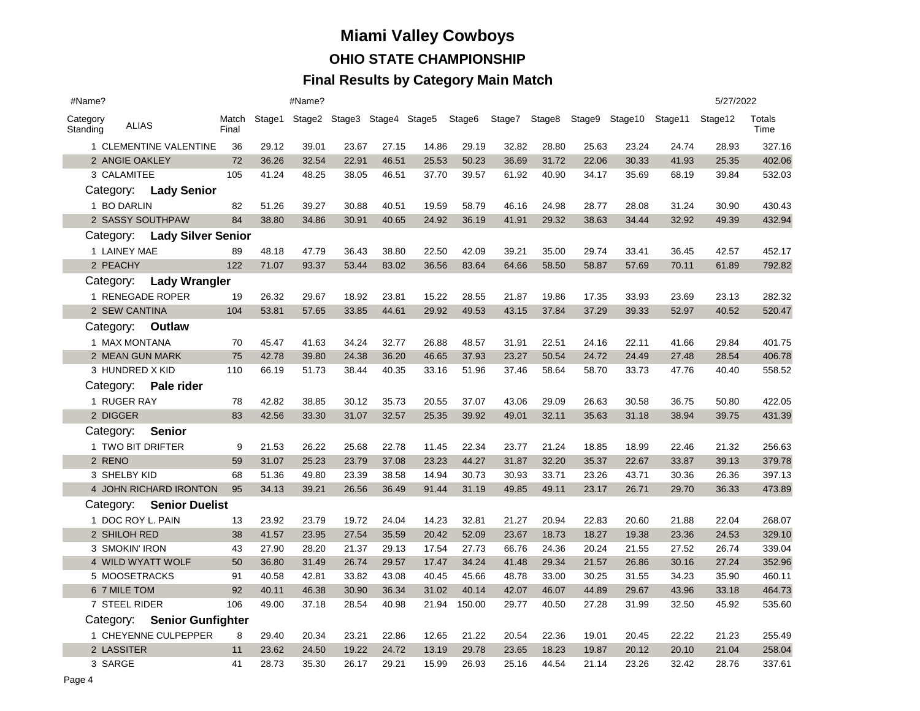# Miami Valley Cowboys

## OHIO STATE CHAMPIONSHIP

### Final Results by Category Main Match

#Name? #Name? 5/27/2022

| Category Standing | ALIAS | Match Final | Stage1 | Stage2 | Stage3 | Stage4 | Stage5 | Stage6 | Stage7 | Stage8 | Stage9 | Stage10 | Stage11 | Stage12 | Totals Time |
|---|---|---|---|---|---|---|---|---|---|---|---|---|---|---|---|
| 1 | CLEMENTINE VALENTINE | 36 | 29.12 | 39.01 | 23.67 | 27.15 | 14.86 | 29.19 | 32.82 | 28.80 | 25.63 | 23.24 | 24.74 | 28.93 | 327.16 |
| 2 | ANGIE OAKLEY | 72 | 36.26 | 32.54 | 22.91 | 46.51 | 25.53 | 50.23 | 36.69 | 31.72 | 22.06 | 30.33 | 41.93 | 25.35 | 402.06 |
| 3 | CALAMITEE | 105 | 41.24 | 48.25 | 38.05 | 46.51 | 37.70 | 39.57 | 61.92 | 40.90 | 34.17 | 35.69 | 68.19 | 39.84 | 532.03 |
| Category: | **Lady Senior** | | | | | | | | | | | | | | |
| 1 | BO DARLIN | 82 | 51.26 | 39.27 | 30.88 | 40.51 | 19.59 | 58.79 | 46.16 | 24.98 | 28.77 | 28.08 | 31.24 | 30.90 | 430.43 |
| 2 | SASSY SOUTHPAW | 84 | 38.80 | 34.86 | 30.91 | 40.65 | 24.92 | 36.19 | 41.91 | 29.32 | 38.63 | 34.44 | 32.92 | 49.39 | 432.94 |
| Category: | **Lady Silver Senior** | | | | | | | | | | | | | | |
| 1 | LAINEY MAE | 89 | 48.18 | 47.79 | 36.43 | 38.80 | 22.50 | 42.09 | 39.21 | 35.00 | 29.74 | 33.41 | 36.45 | 42.57 | 452.17 |
| 2 | PEACHY | 122 | 71.07 | 93.37 | 53.44 | 83.02 | 36.56 | 83.64 | 64.66 | 58.50 | 58.87 | 57.69 | 70.11 | 61.89 | 792.82 |
| Category: | **Lady Wrangler** | | | | | | | | | | | | | | |
| 1 | RENEGADE ROPER | 19 | 26.32 | 29.67 | 18.92 | 23.81 | 15.22 | 28.55 | 21.87 | 19.86 | 17.35 | 33.93 | 23.69 | 23.13 | 282.32 |
| 2 | SEW CANTINA | 104 | 53.81 | 57.65 | 33.85 | 44.61 | 29.92 | 49.53 | 43.15 | 37.84 | 37.29 | 39.33 | 52.97 | 40.52 | 520.47 |
| Category: | **Outlaw** | | | | | | | | | | | | | | |
| 1 | MAX MONTANA | 70 | 45.47 | 41.63 | 34.24 | 32.77 | 26.88 | 48.57 | 31.91 | 22.51 | 24.16 | 22.11 | 41.66 | 29.84 | 401.75 |
| 2 | MEAN GUN MARK | 75 | 42.78 | 39.80 | 24.38 | 36.20 | 46.65 | 37.93 | 23.27 | 50.54 | 24.72 | 24.49 | 27.48 | 28.54 | 406.78 |
| 3 | HUNDRED X KID | 110 | 66.19 | 51.73 | 38.44 | 40.35 | 33.16 | 51.96 | 37.46 | 58.64 | 58.70 | 33.73 | 47.76 | 40.40 | 558.52 |
| Category: | **Pale rider** | | | | | | | | | | | | | | |
| 1 | RUGER RAY | 78 | 42.82 | 38.85 | 30.12 | 35.73 | 20.55 | 37.07 | 43.06 | 29.09 | 26.63 | 30.58 | 36.75 | 50.80 | 422.05 |
| 2 | DIGGER | 83 | 42.56 | 33.30 | 31.07 | 32.57 | 25.35 | 39.92 | 49.01 | 32.11 | 35.63 | 31.18 | 38.94 | 39.75 | 431.39 |
| Category: | **Senior** | | | | | | | | | | | | | | |
| 1 | TWO BIT DRIFTER | 9 | 21.53 | 26.22 | 25.68 | 22.78 | 11.45 | 22.34 | 23.77 | 21.24 | 18.85 | 18.99 | 22.46 | 21.32 | 256.63 |
| 2 | RENO | 59 | 31.07 | 25.23 | 23.79 | 37.08 | 23.23 | 44.27 | 31.87 | 32.20 | 35.37 | 22.67 | 33.87 | 39.13 | 379.78 |
| 3 | SHELBY KID | 68 | 51.36 | 49.80 | 23.39 | 38.58 | 14.94 | 30.73 | 30.93 | 33.71 | 23.26 | 43.71 | 30.36 | 26.36 | 397.13 |
| 4 | JOHN RICHARD IRONTON | 95 | 34.13 | 39.21 | 26.56 | 36.49 | 91.44 | 31.19 | 49.85 | 49.11 | 23.17 | 26.71 | 29.70 | 36.33 | 473.89 |
| Category: | **Senior Duelist** | | | | | | | | | | | | | | |
| 1 | DOC ROY L. PAIN | 13 | 23.92 | 23.79 | 19.72 | 24.04 | 14.23 | 32.81 | 21.27 | 20.94 | 22.83 | 20.60 | 21.88 | 22.04 | 268.07 |
| 2 | SHILOH RED | 38 | 41.57 | 23.95 | 27.54 | 35.59 | 20.42 | 52.09 | 23.67 | 18.73 | 18.27 | 19.38 | 23.36 | 24.53 | 329.10 |
| 3 | SMOKIN' IRON | 43 | 27.90 | 28.20 | 21.37 | 29.13 | 17.54 | 27.73 | 66.76 | 24.36 | 20.24 | 21.55 | 27.52 | 26.74 | 339.04 |
| 4 | WILD WYATT WOLF | 50 | 36.80 | 31.49 | 26.74 | 29.57 | 17.47 | 34.24 | 41.48 | 29.34 | 21.57 | 26.86 | 30.16 | 27.24 | 352.96 |
| 5 | MOOSETRACKS | 91 | 40.58 | 42.81 | 33.82 | 43.08 | 40.45 | 45.66 | 48.78 | 33.00 | 30.25 | 31.55 | 34.23 | 35.90 | 460.11 |
| 6 | 7 MILE TOM | 92 | 40.11 | 46.38 | 30.90 | 36.34 | 31.02 | 40.14 | 42.07 | 46.07 | 44.89 | 29.67 | 43.96 | 33.18 | 464.73 |
| 7 | STEEL RIDER | 106 | 49.00 | 37.18 | 28.54 | 40.98 | 21.94 | 150.00 | 29.77 | 40.50 | 27.28 | 31.99 | 32.50 | 45.92 | 535.60 |
| Category: | **Senior Gunfighter** | | | | | | | | | | | | | | |
| 1 | CHEYENNE CULPEPPER | 8 | 29.40 | 20.34 | 23.21 | 22.86 | 12.65 | 21.22 | 20.54 | 22.36 | 19.01 | 20.45 | 22.22 | 21.23 | 255.49 |
| 2 | LASSITER | 11 | 23.62 | 24.50 | 19.22 | 24.72 | 13.19 | 29.78 | 23.65 | 18.23 | 19.87 | 20.12 | 20.10 | 21.04 | 258.04 |
| 3 | SARGE | 41 | 28.73 | 35.30 | 26.17 | 29.21 | 15.99 | 26.93 | 25.16 | 44.54 | 21.14 | 23.26 | 32.42 | 28.76 | 337.61 |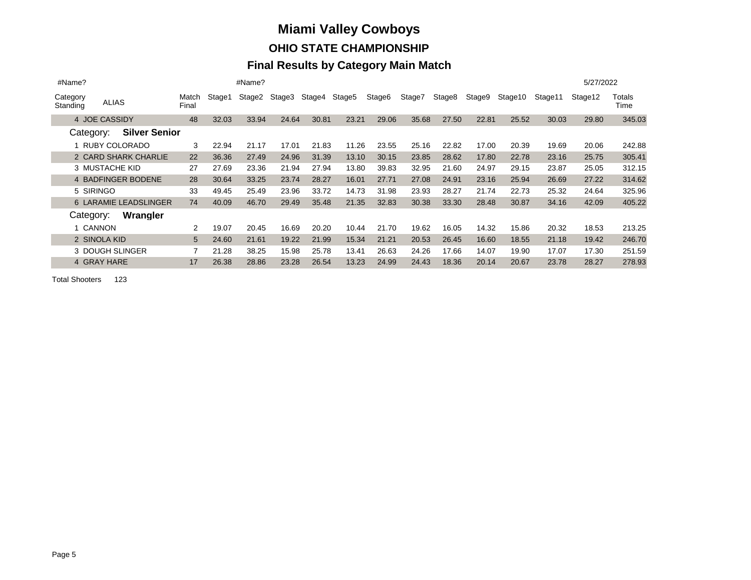# Miami Valley Cowboys

## OHIO STATE CHAMPIONSHIP

### Final Results by Category Main Match

#Name? #Name? 5/27/2022

| Category Standing | ALIAS | Match Final | Stage1 | Stage2 | Stage3 | Stage4 | Stage5 | Stage6 | Stage7 | Stage8 | Stage9 | Stage10 | Stage11 | Stage12 | Totals Time |
|---|---|---|---|---|---|---|---|---|---|---|---|---|---|---|---|
| 4 | JOE CASSIDY | 48 | 32.03 | 33.94 | 24.64 | 30.81 | 23.21 | 29.06 | 35.68 | 27.50 | 22.81 | 25.52 | 30.03 | 29.80 | 345.03 |
| Category: | **Silver Senior** | | | | | | | | | | | | | | |
| 1 | RUBY COLORADO | 3 | 22.94 | 21.17 | 17.01 | 21.83 | 11.26 | 23.55 | 25.16 | 22.82 | 17.00 | 20.39 | 19.69 | 20.06 | 242.88 |
| 2 | CARD SHARK CHARLIE | 22 | 36.36 | 27.49 | 24.96 | 31.39 | 13.10 | 30.15 | 23.85 | 28.62 | 17.80 | 22.78 | 23.16 | 25.75 | 305.41 |
| 3 | MUSTACHE KID | 27 | 27.69 | 23.36 | 21.94 | 27.94 | 13.80 | 39.83 | 32.95 | 21.60 | 24.97 | 29.15 | 23.87 | 25.05 | 312.15 |
| 4 | BADFINGER BODENE | 28 | 30.64 | 33.25 | 23.74 | 28.27 | 16.01 | 27.71 | 27.08 | 24.91 | 23.16 | 25.94 | 26.69 | 27.22 | 314.62 |
| 5 | SIRINGO | 33 | 49.45 | 25.49 | 23.96 | 33.72 | 14.73 | 31.98 | 23.93 | 28.27 | 21.74 | 22.73 | 25.32 | 24.64 | 325.96 |
| 6 | LARAMIE LEADSLINGER | 74 | 40.09 | 46.70 | 29.49 | 35.48 | 21.35 | 32.83 | 30.38 | 33.30 | 28.48 | 30.87 | 34.16 | 42.09 | 405.22 |
| Category: | **Wrangler** | | | | | | | | | | | | | | |
| 1 | CANNON | 2 | 19.07 | 20.45 | 16.69 | 20.20 | 10.44 | 21.70 | 19.62 | 16.05 | 14.32 | 15.86 | 20.32 | 18.53 | 213.25 |
| 2 | SINOLA KID | 5 | 24.60 | 21.61 | 19.22 | 21.99 | 15.34 | 21.21 | 20.53 | 26.45 | 16.60 | 18.55 | 21.18 | 19.42 | 246.70 |
| 3 | DOUGH SLINGER | 7 | 21.28 | 38.25 | 15.98 | 25.78 | 13.41 | 26.63 | 24.26 | 17.66 | 14.07 | 19.90 | 17.07 | 17.30 | 251.59 |
| 4 | GRAY HARE | 17 | 26.38 | 28.86 | 23.28 | 26.54 | 13.23 | 24.99 | 24.43 | 18.36 | 20.14 | 20.67 | 23.78 | 28.27 | 278.93 |

Total Shooters 123